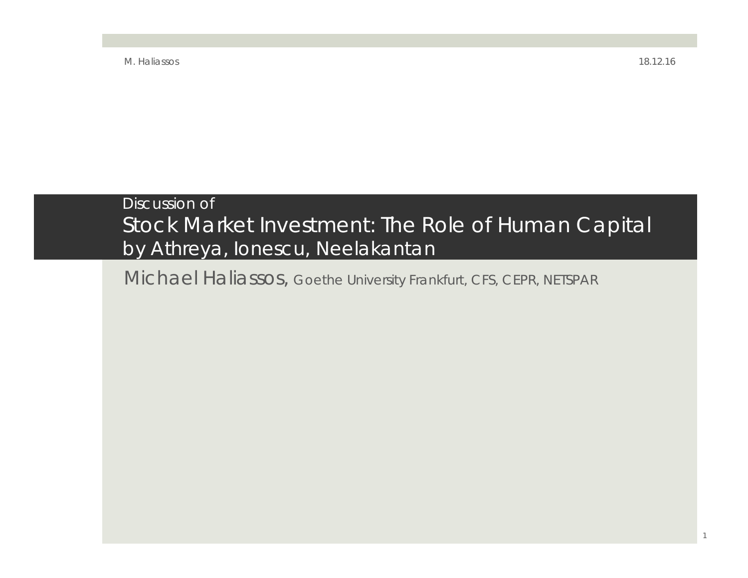Discussion of

# Stock Market Investment: The Role of Human Capital

## by Athreya, Ionescu, Neelakantan

Michael Haliassos, Goethe University Frankfurt, CFS, CEPR, NETSPAR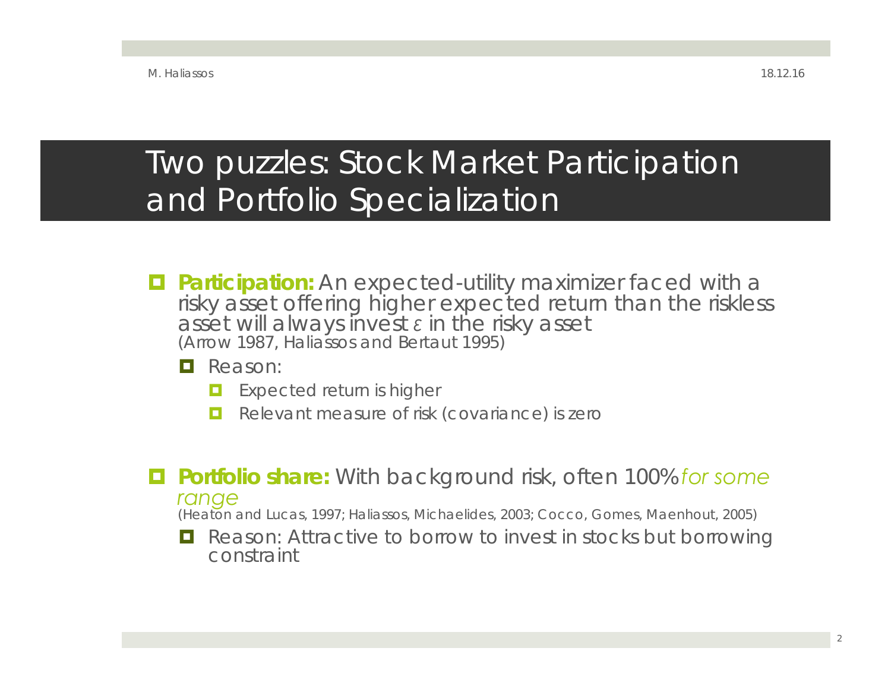# Two puzzles: Stock Market Participation and Portfolio Specialization

- **Participation:** An expected-utility maximizer faced with a risky asset offering higher expected return than the riskless asset will always invest $\varepsilon$ in the risky asset
  (Arrow 1987, Haliassos and Bertaut 1995)
  - Reason:
    - Expected return is higher
    - Relevant measure of risk (covariance) is zero

- **Portfolio share:** With background risk, often 100% *for some range*
  (Heaton and Lucas, 1997; Haliassos, Michaelides, 2003; Cocco, Gomes, Maenhout, 2005)
  - Reason: Attractive to borrow to invest in stocks but borrowing constraint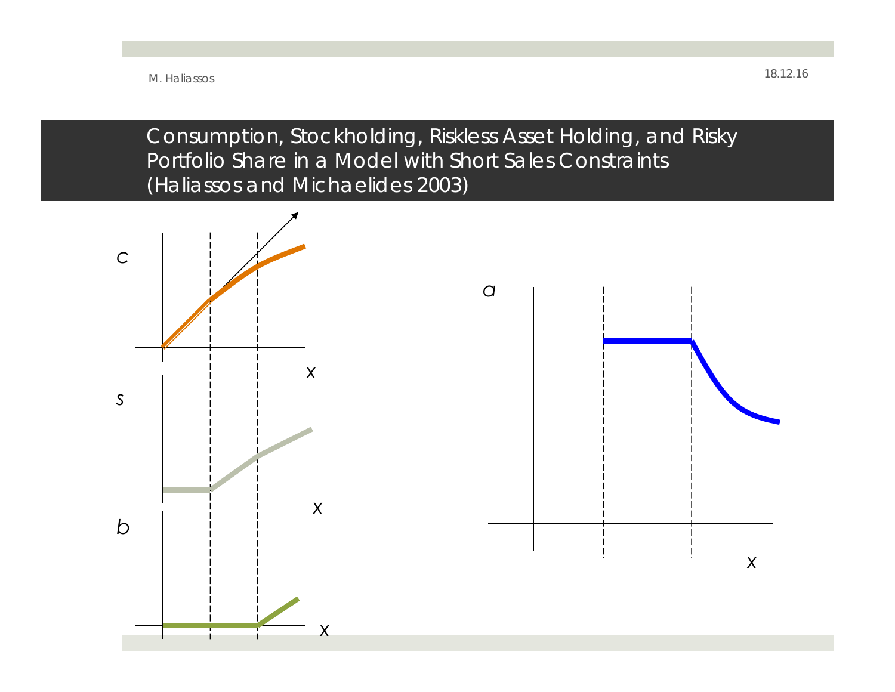# Consumption, Stockholding, Riskless Asset Holding, and Risky Portfolio Share in a Model with Short Sales Constraints (Haliassos and Michaelides 2003)

*c*

*X*

*s*

*X*

*b*

*X*

*a*

*X*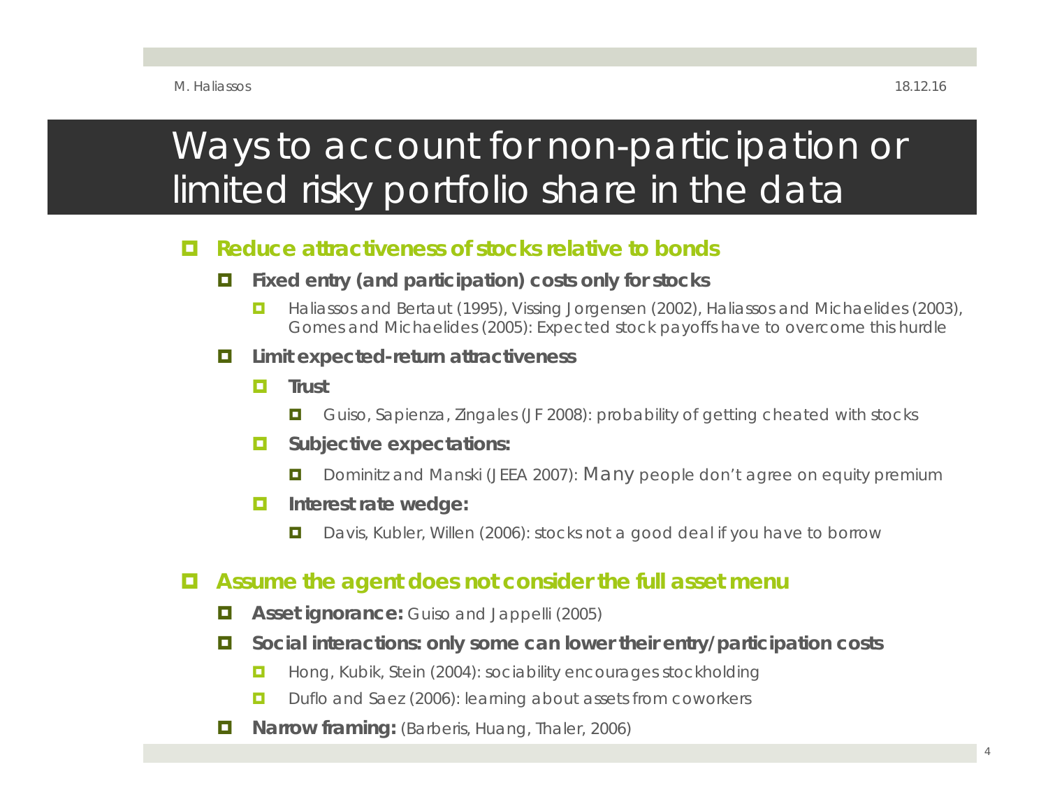# Ways to account for non-participation or limited risky portfolio share in the data

- **Reduce attractiveness of stocks relative to bonds**
  - **Fixed entry (and participation) costs only for stocks**
    - Haliassos and Bertaut (1995), Vissing Jorgensen (2002), Haliassos and Michaelides (2003), Gomes and Michaelides (2005): Expected stock payoffs have to overcome this hurdle
  - **Limit expected-return attractiveness**
    - **Trust**
      - Guiso, Sapienza, Zingales (JF 2008): probability of getting cheated with stocks
    - **Subjective expectations:**
      - Dominitz and Manski (JEEA 2007): Many people don't agree on equity premium
    - **Interest rate wedge:**
      - Davis, Kubler, Willen (2006): stocks not a good deal if you have to borrow

- **Assume the agent does not consider the full asset menu**
  - **Asset ignorance:** Guiso and Jappelli (2005)
  - **Social interactions: only some can lower their entry/participation costs**
    - Hong, Kubik, Stein (2004): sociability encourages stockholding
    - Duflo and Saez (2006): learning about assets from coworkers
  - **Narrow framing:** (Barberis, Huang, Thaler, 2006)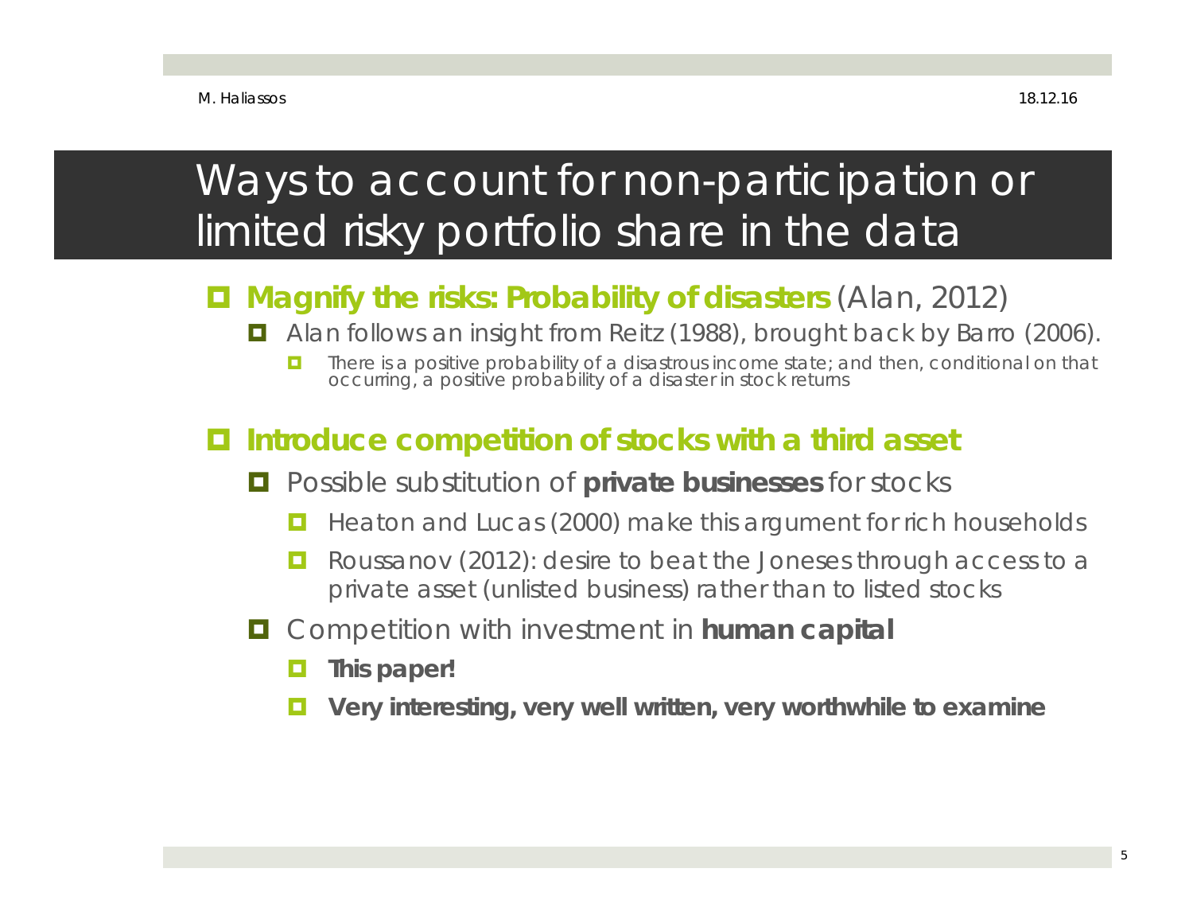# Ways to account for non-participation or limited risky portfolio share in the data

- **Magnify the risks: Probability of disasters** (Alan, 2012)
  - Alan follows an insight from Reitz (1988), brought back by Barro (2006).
    - There is a positive probability of a disastrous income state; and then, conditional on that occurring, a positive probability of a disaster in stock returns
- **Introduce competition of stocks with a third asset**
  - Possible substitution of **private businesses** for stocks
    - Heaton and Lucas (2000) make this argument for rich households
    - Roussanov (2012): desire to beat the Joneses through access to a private asset (unlisted business) rather than to listed stocks
  - Competition with investment in **human capital**
    - **This paper!**
    - **Very interesting, very well written, very worthwhile to examine**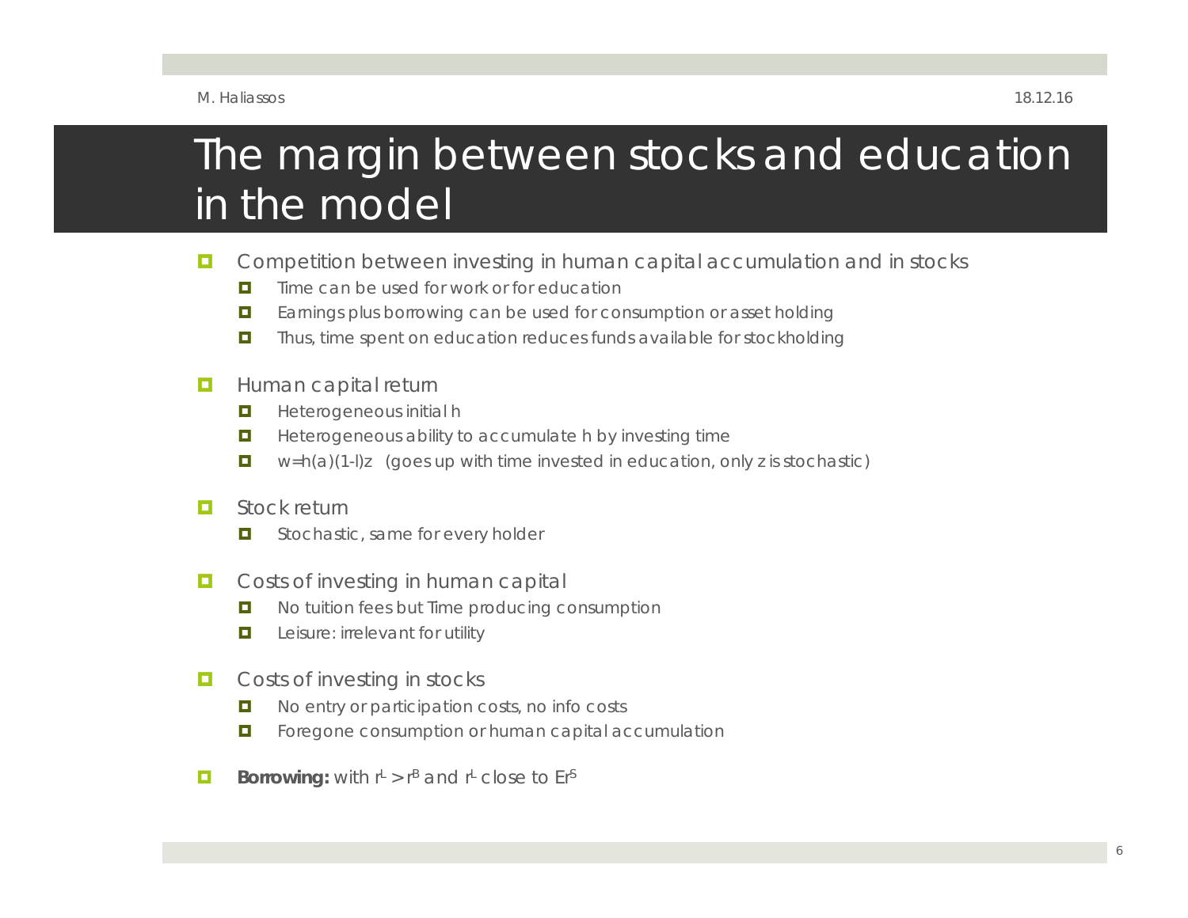# The margin between stocks and education in the model

- Competition between investing in human capital accumulation and in stocks
  - Time can be used for work or for education
  - Earnings plus borrowing can be used for consumption or asset holding
  - Thus, time spent on education reduces funds available for stockholding
- Human capital return
  - Heterogeneous initial h
  - Heterogeneous ability to accumulate h by investing time
  - $w = h(a)(1-l)z$ (goes up with time invested in education, only z is stochastic)
- Stock return
  - Stochastic, same for every holder
- Costs of investing in human capital
  - No tuition fees but Time producing consumption
  - Leisure: irrelevant for utility
- Costs of investing in stocks
  - No entry or participation costs, no info costs
  - Foregone consumption or human capital accumulation
- **Borrowing:** with $r^L > r^B$ and $r^L$ close to $Er^S$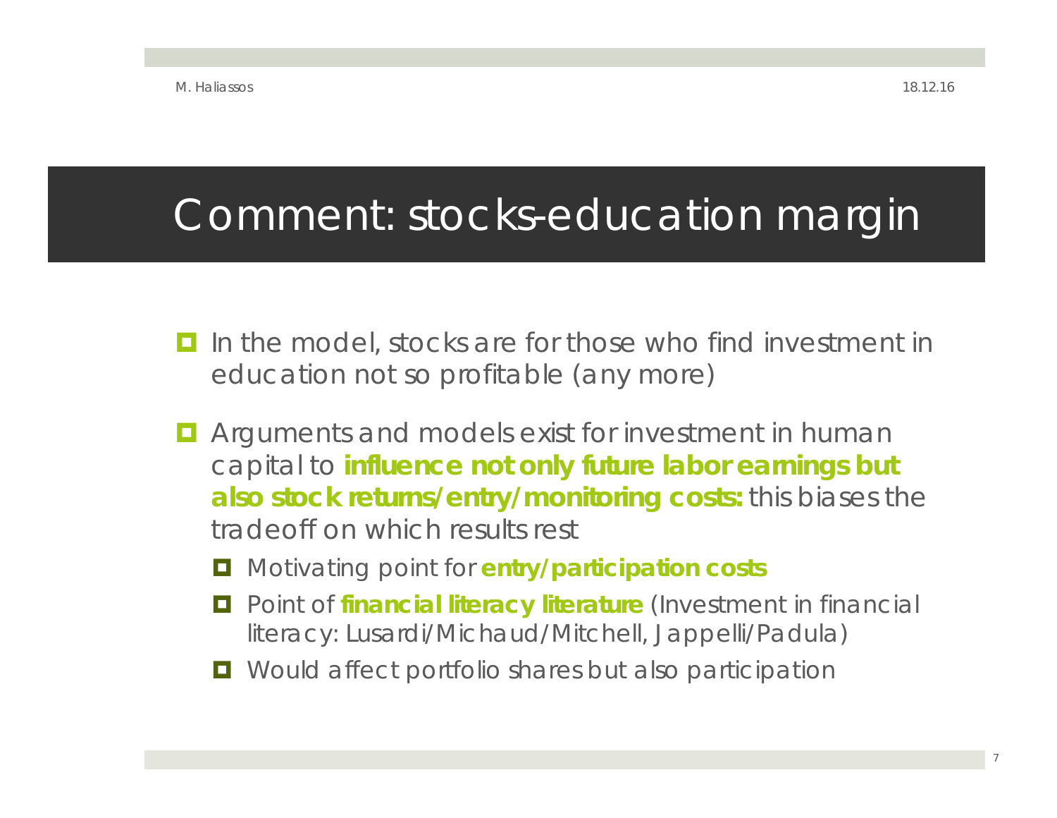# Comment: stocks-education margin

- In the model, stocks are for those who find investment in education not so profitable (any more)
- Arguments and models exist for investment in human capital to **influence not only future labor earnings but also stock returns/entry/monitoring costs:** this biases the tradeoff on which results rest
  - Motivating point for **entry/participation costs**
  - Point of **financial literacy literature** (Investment in financial literacy: Lusardi/Michaud/Mitchell, Jappelli/Padula)
  - Would affect portfolio shares but also participation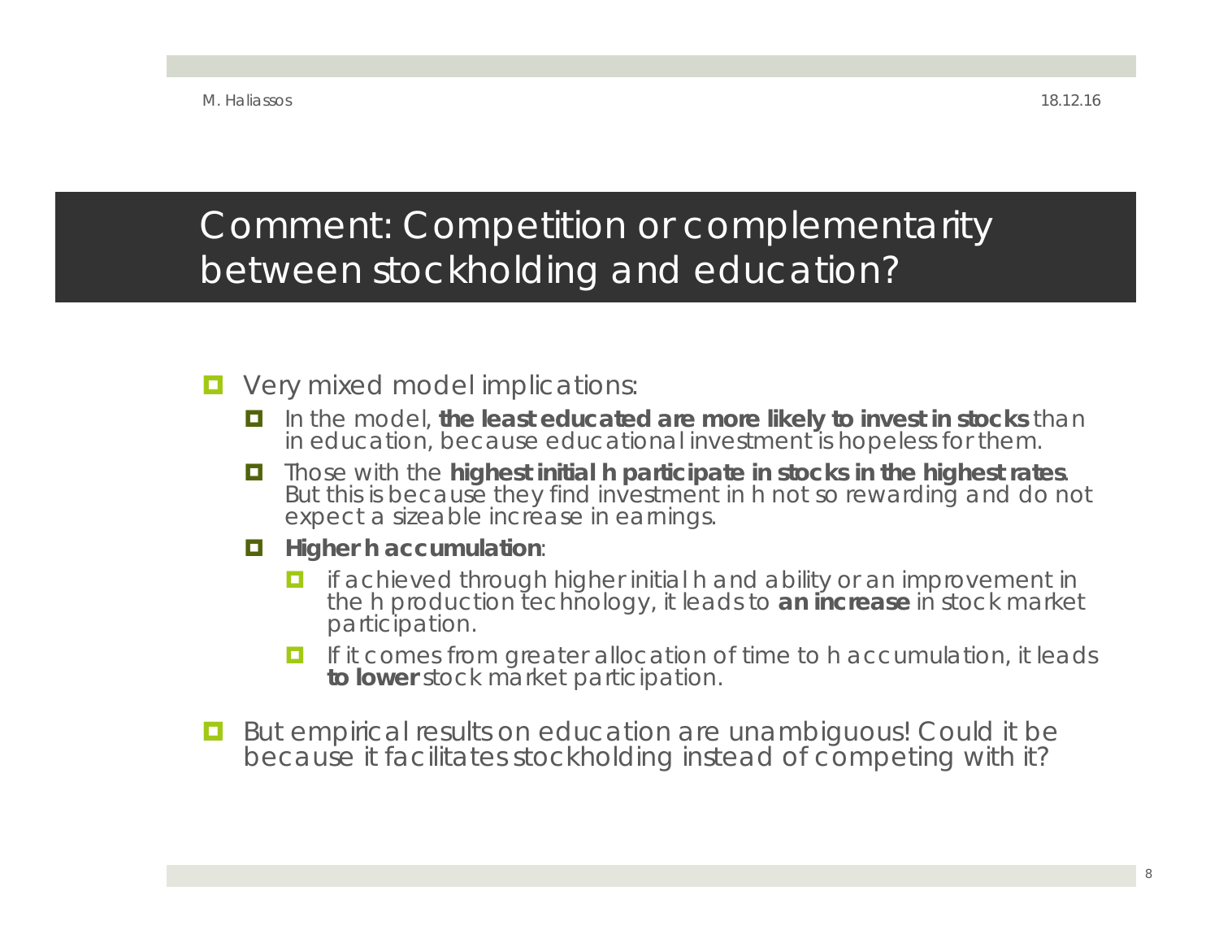# Comment: Competition or complementarity between stockholding and education?

- Very mixed model implications:
  - In the model, **the least educated are more likely to invest in stocks** than in education, because educational investment is hopeless for them.
  - Those with the **highest initial h participate in stocks in the highest rates**. But this is because they find investment in h not so rewarding and do not expect a sizeable increase in earnings.
  - **Higher h accumulation**:
    - if achieved through higher initial h and ability or an improvement in the h production technology, it leads to **an increase** in stock market participation.
    - If it comes from greater allocation of time to h accumulation, it leads **to lower** stock market participation.
- But empirical results on education are unambiguous! Could it be because it facilitates stockholding instead of competing with it?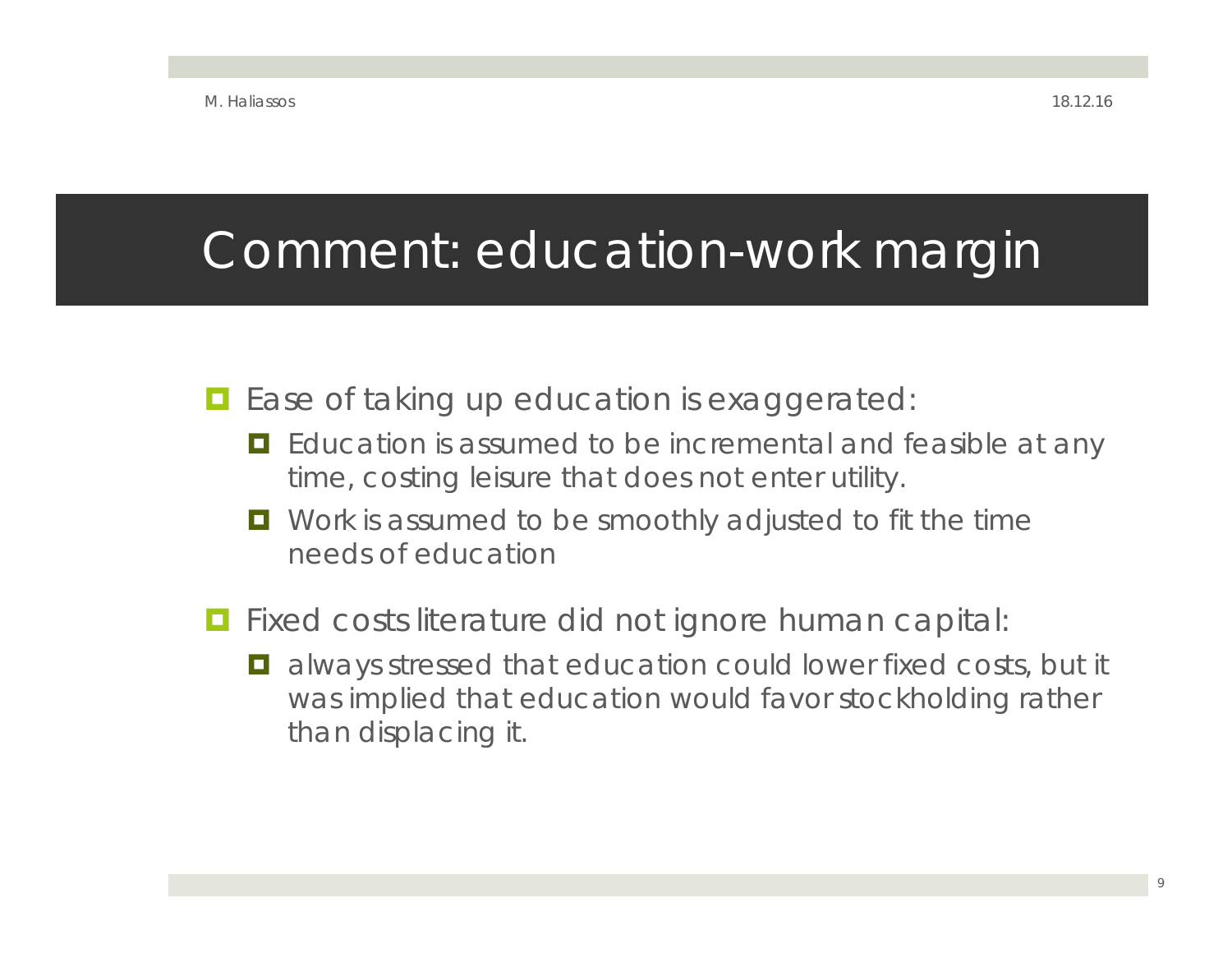# Comment: education-work margin

- Ease of taking up education is exaggerated:
  - Education is assumed to be incremental and feasible at any time, costing leisure that does not enter utility.
  - Work is assumed to be smoothly adjusted to fit the time needs of education
- Fixed costs literature did not ignore human capital:
  - always stressed that education could lower fixed costs, but it was implied that education would favor stockholding rather than displacing it.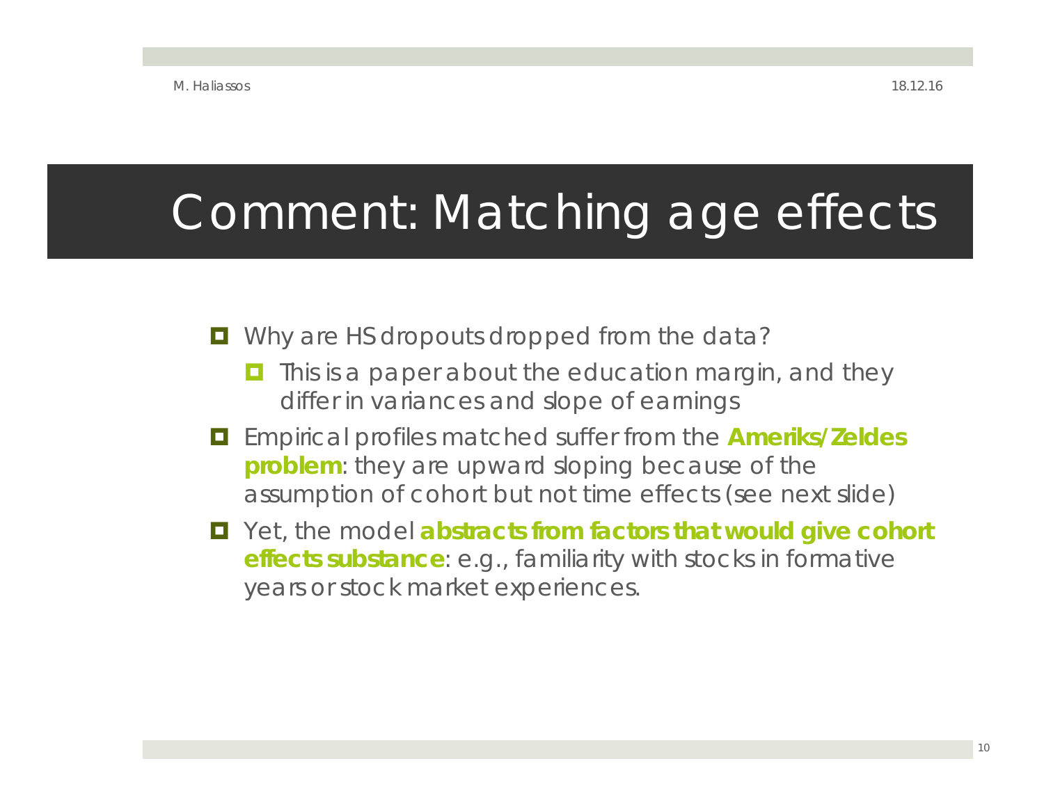# Comment: Matching age effects

- Why are HS dropouts dropped from the data?
  - This is a paper about the education margin, and they differ in variances and slope of earnings
- Empirical profiles matched suffer from the **Ameriks/Zeldes problem**: they are upward sloping because of the assumption of cohort but not time effects (see next slide)
- Yet, the model **abstracts from factors that would give cohort effects substance**: e.g., familiarity with stocks in formative years or stock market experiences.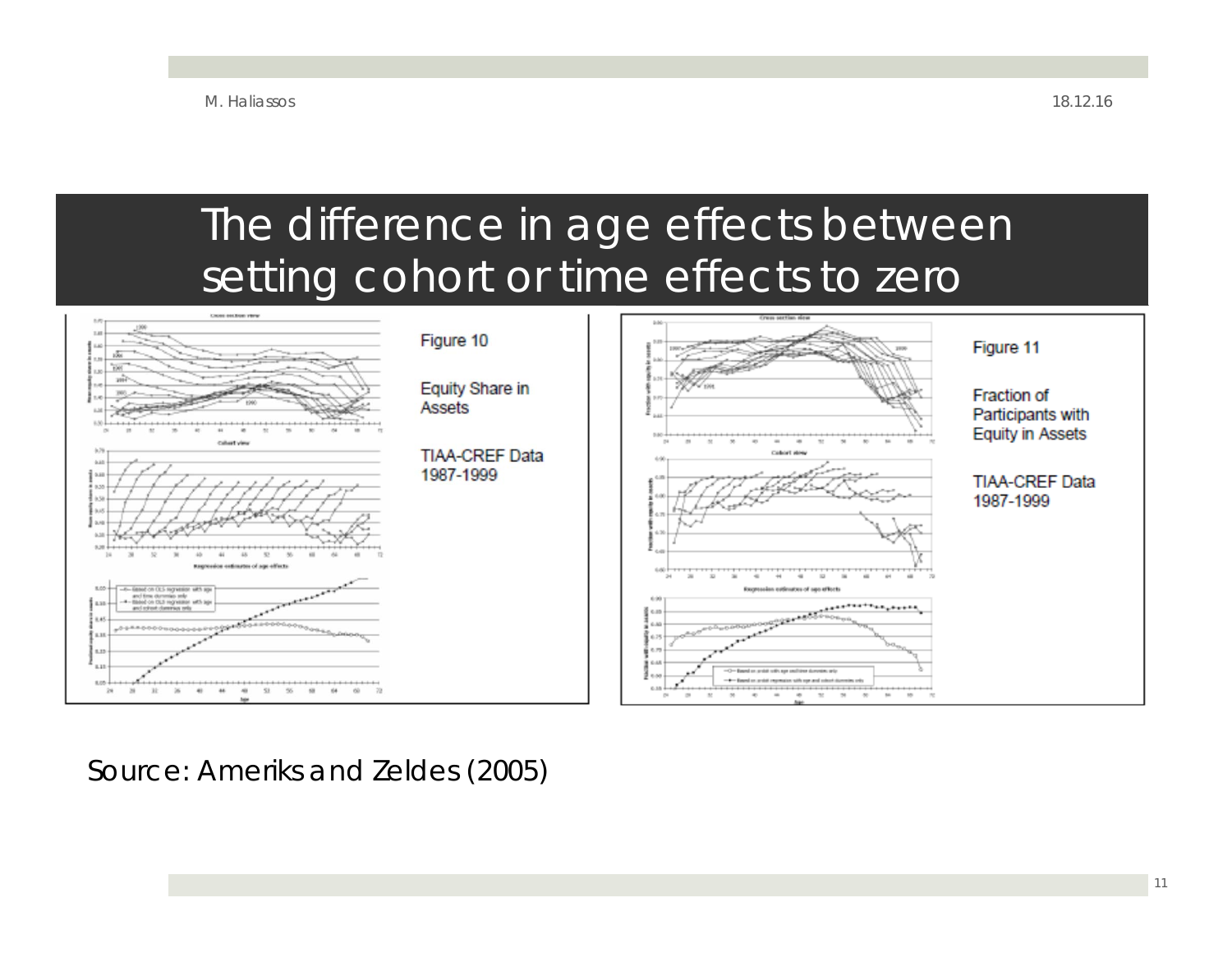# The difference in age effects between setting cohort or time effects to zero

Figure 10

Equity Share in Assets

TIAA-CREF Data 1987-1999

Figure 11

Fraction of Participants with Equity in Assets

TIAA-CREF Data 1987-1999

Source: Ameriks and Zeldes (2005)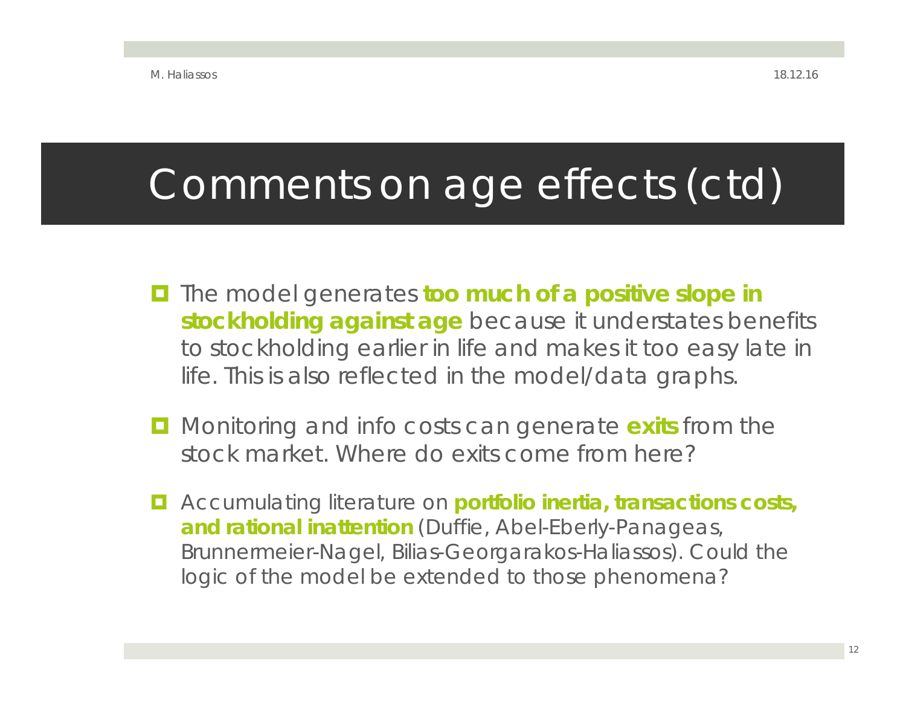# Comments on age effects (ctd)

- The model generates **too much of a positive slope in stockholding against age** because it understates benefits to stockholding earlier in life and makes it too easy late in life. This is also reflected in the model/data graphs.
- Monitoring and info costs can generate **exits** from the stock market. Where do exits come from here?
- Accumulating literature on **portfolio inertia, transactions costs, and rational inattention** (Duffie, Abel-Eberly-Panageas, Brunnermeier-Nagel, Bilias-Georgarakos-Haliassos). Could the logic of the model be extended to those phenomena?